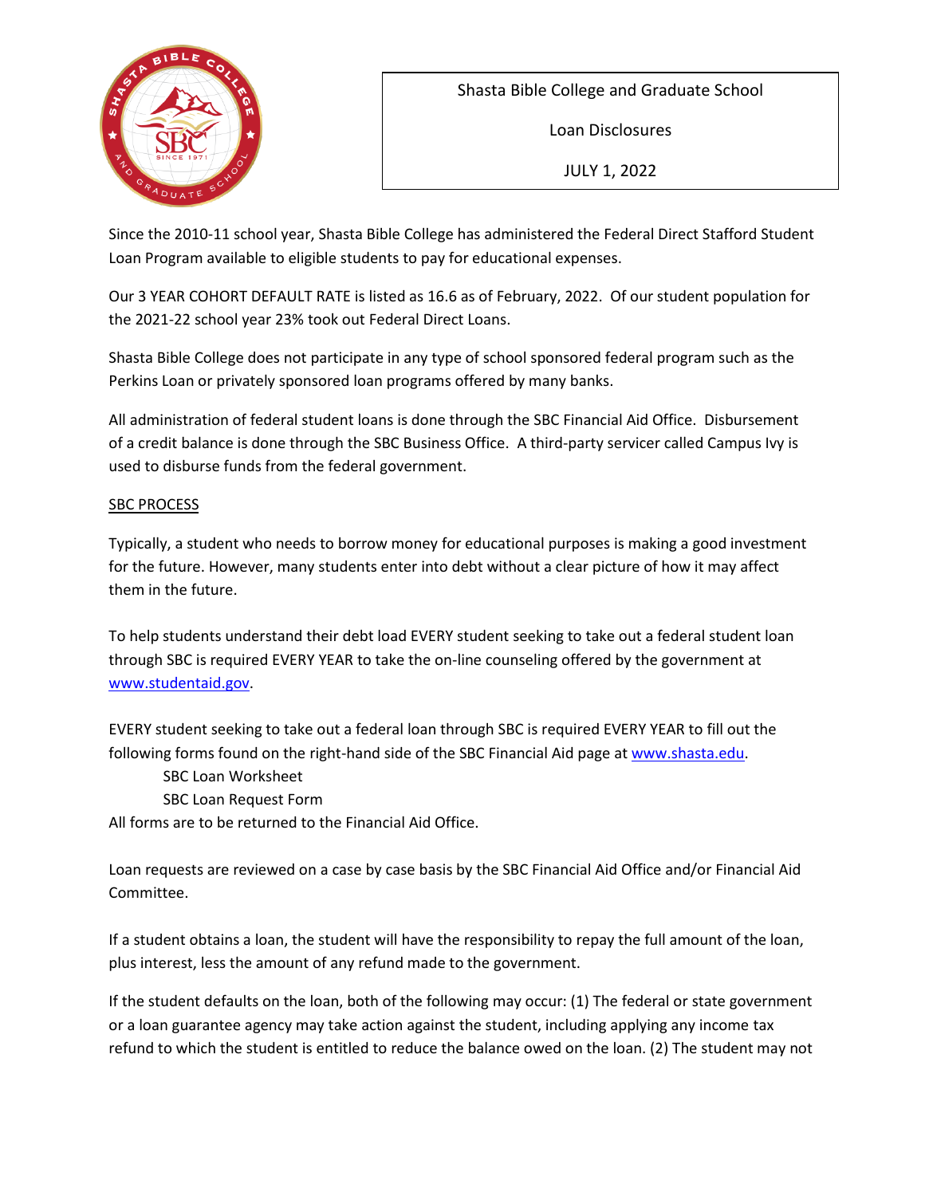# Shasta Bible College and Graduate School

## Loan Disclosures

## JULY 1, 2022

Since the 2010-11 school year, Shasta Bible College has administered the Federal Direct Stafford Student Loan Program available to eligible students to pay for educational expenses.

Our 3 YEAR COHORT DEFAULT RATE is listed as 16.6 as of February, 2022. Of our student population for the 2021-22 school year 23% took out Federal Direct Loans.

Shasta Bible College does not participate in any type of school sponsored federal program such as the Perkins Loan or privately sponsored loan programs offered by many banks.

All administration of federal student loans is done through the SBC Financial Aid Office. Disbursement of a credit balance is done through the SBC Business Office. A third-party servicer called Campus Ivy is used to disburse funds from the federal government.

### SBC PROCESS

Typically, a student who needs to borrow money for educational purposes is making a good investment for the future. However, many students enter into debt without a clear picture of how it may affect them in the future.

To help students understand their debt load EVERY student seeking to take out a federal student loan through SBC is required EVERY YEAR to take the on-line counseling offered by the government at [www.studentaid.gov](http://www.studentaid.gov).

EVERY student seeking to take out a federal loan through SBC is required EVERY YEAR to fill out the following forms found on the right-hand side of the SBC Financial Aid page at [www.shasta.edu](http://www.shasta.edu).

- SBC Loan Worksheet
- SBC Loan Request Form

All forms are to be returned to the Financial Aid Office.

Loan requests are reviewed on a case by case basis by the SBC Financial Aid Office and/or Financial Aid Committee.

If a student obtains a loan, the student will have the responsibility to repay the full amount of the loan, plus interest, less the amount of any refund made to the government.

If the student defaults on the loan, both of the following may occur: (1) The federal or state government or a loan guarantee agency may take action against the student, including applying any income tax refund to which the student is entitled to reduce the balance owed on the loan. (2) The student may not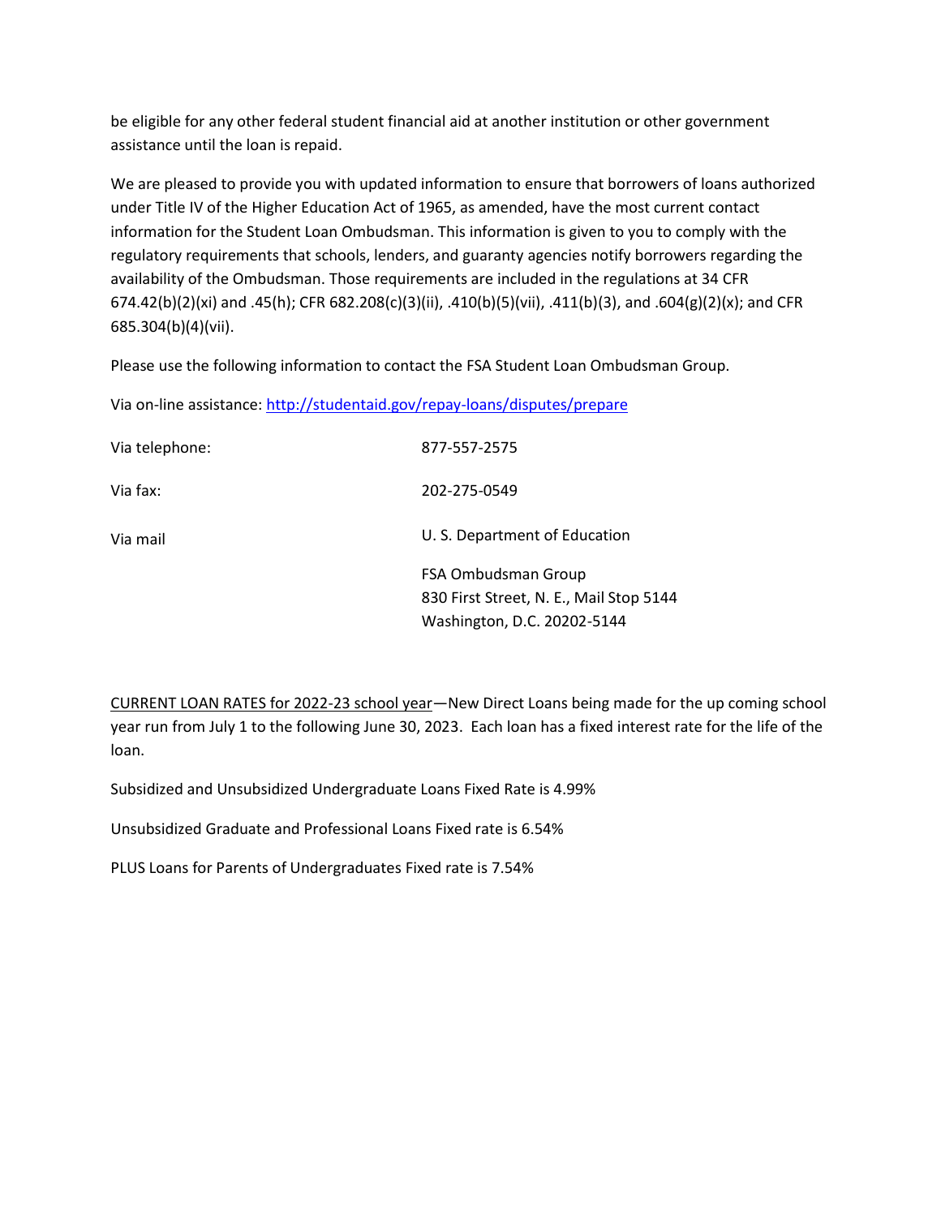be eligible for any other federal student financial aid at another institution or other government assistance until the loan is repaid.

We are pleased to provide you with updated information to ensure that borrowers of loans authorized under Title IV of the Higher Education Act of 1965, as amended, have the most current contact information for the Student Loan Ombudsman. This information is given to you to comply with the regulatory requirements that schools, lenders, and guaranty agencies notify borrowers regarding the availability of the Ombudsman. Those requirements are included in the regulations at 34 CFR 674.42(b)(2)(xi) and .45(h); CFR 682.208(c)(3)(ii), .410(b)(5)(vii), .411(b)(3), and .604(g)(2)(x); and CFR 685.304(b)(4)(vii).

Please use the following information to contact the FSA Student Loan Ombudsman Group.

Via on-line assistance: [http://studentaid.gov/repay-loans/disputes/prepare](http://studentaid.gov/repay-loans/disputes/prepare)

| | |
|---|---|
| Via telephone: | 877-557-2575 |
| Via fax: | 202-275-0549 |
| Via mail | U. S. Department of Education<br>FSA Ombudsman Group<br>830 First Street, N. E., Mail Stop 5144<br>Washington, D.C. 20202-5144 |

<u>CURRENT LOAN RATES for 2022-23 school year</u>—New Direct Loans being made for the up coming school year run from July 1 to the following June 30, 2023. Each loan has a fixed interest rate for the life of the loan.

Subsidized and Unsubsidized Undergraduate Loans Fixed Rate is 4.99%

Unsubsidized Graduate and Professional Loans Fixed rate is 6.54%

PLUS Loans for Parents of Undergraduates Fixed rate is 7.54%